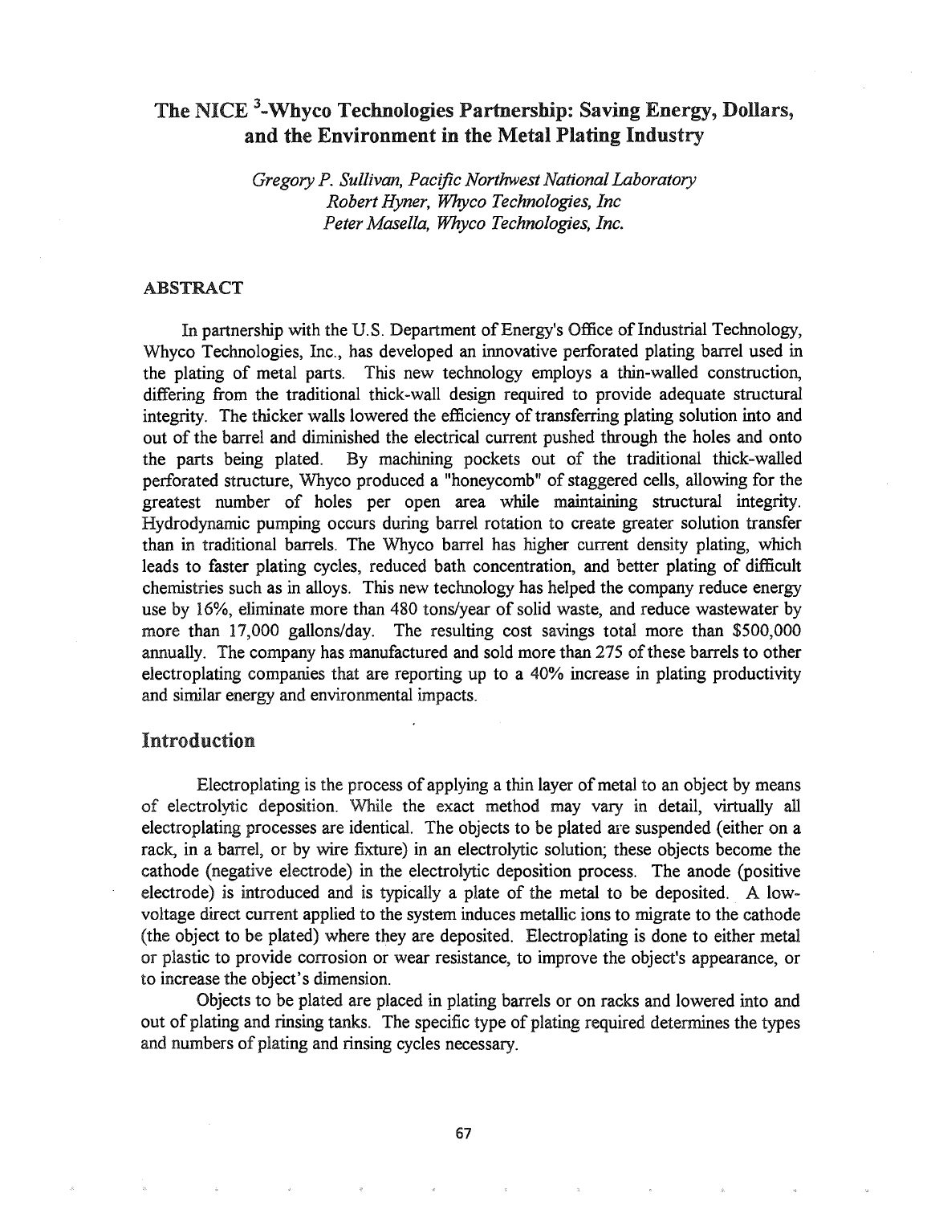# The NICE [3]-Whyco Technologies Partnership: Saving Energy, Dollars, and the Environment in the Metal Plating Industry

*Gregory P. Sullivan, Pacific Northwest National Laboratory*
*Robert Hyner, Whyco Technologies, Inc*
*Peter Masella, Whyco Technologies, Inc.*

## ABSTRACT

In partnership with the U.S. Department of Energy's Office of Industrial Technology, Whyco Technologies, Inc., has developed an innovative perforated plating barrel used in the plating of metal parts. This new technology employs a thin-walled construction, differing from the traditional thick-wall design required to provide adequate structural integrity. The thicker walls lowered the efficiency of transferring plating solution into and out of the barrel and diminished the electrical current pushed through the holes and onto the parts being plated. By machining pockets out of the traditional thick-walled perforated structure, Whyco produced a "honeycomb" of staggered cells, allowing for the greatest number of holes per open area while maintaining structural integrity. Hydrodynamic pumping occurs during barrel rotation to create greater solution transfer than in traditional barrels. The Whyco barrel has higher current density plating, which leads to faster plating cycles, reduced bath concentration, and better plating of difficult chemistries such as in alloys. This new technology has helped the company reduce energy use by 16%, eliminate more than 480 tons/year of solid waste, and reduce wastewater by more than 17,000 gallons/day. The resulting cost savings total more than $500,000 annually. The company has manufactured and sold more than 275 of these barrels to other electroplating companies that are reporting up to a 40% increase in plating productivity and similar energy and environmental impacts.

## Introduction

Electroplating is the process of applying a thin layer of metal to an object by means of electrolytic deposition. While the exact method may vary in detail, virtually all electroplating processes are identical. The objects to be plated are suspended (either on a rack, in a barrel, or by wire fixture) in an electrolytic solution; these objects become the cathode (negative electrode) in the electrolytic deposition process. The anode (positive electrode) is introduced and is typically a plate of the metal to be deposited. A low-voltage direct current applied to the system induces metallic ions to migrate to the cathode (the object to be plated) where they are deposited. Electroplating is done to either metal or plastic to provide corrosion or wear resistance, to improve the object's appearance, or to increase the object's dimension.

Objects to be plated are placed in plating barrels or on racks and lowered into and out of plating and rinsing tanks. The specific type of plating required determines the types and numbers of plating and rinsing cycles necessary.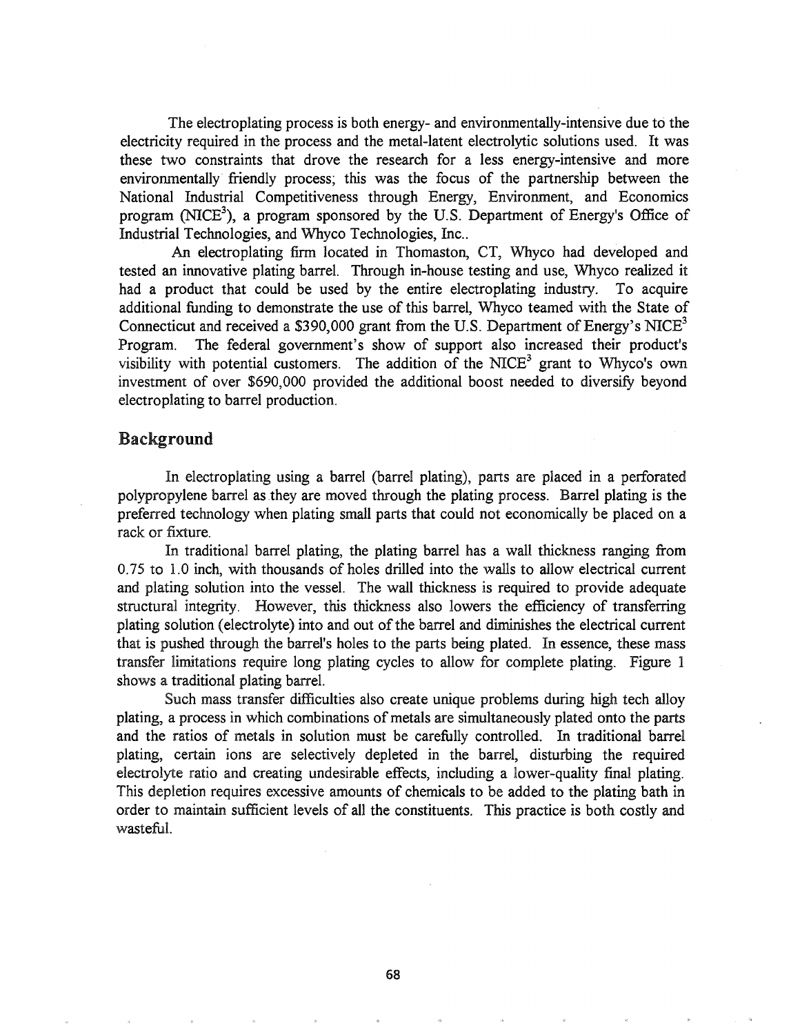The electroplating process is both energy- and environmentally-intensive due to the electricity required in the process and the metal-latent electrolytic solutions used. It was these two constraints that drove the research for a less energy-intensive and more environmentally friendly process; this was the focus of the partnership between the National Industrial Competitiveness through Energy, Environment, and Economics program (NICE$^3$), a program sponsored by the U.S. Department of Energy's Office of Industrial Technologies, and Whyco Technologies, Inc..

An electroplating firm located in Thomaston, CT, Whyco had developed and tested an innovative plating barrel. Through in-house testing and use, Whyco realized it had a product that could be used by the entire electroplating industry. To acquire additional funding to demonstrate the use of this barrel, Whyco teamed with the State of Connecticut and received a $390,000 grant from the U.S. Department of Energy's NICE$^3$ Program. The federal government's show of support also increased their product's visibility with potential customers. The addition of the NICE$^3$ grant to Whyco's own investment of over $690,000 provided the additional boost needed to diversify beyond electroplating to barrel production.

## Background

In electroplating using a barrel (barrel plating), parts are placed in a perforated polypropylene barrel as they are moved through the plating process. Barrel plating is the preferred technology when plating small parts that could not economically be placed on a rack or fixture.

In traditional barrel plating, the plating barrel has a wall thickness ranging from 0.75 to 1.0 inch, with thousands of holes drilled into the walls to allow electrical current and plating solution into the vessel. The wall thickness is required to provide adequate structural integrity. However, this thickness also lowers the efficiency of transferring plating solution (electrolyte) into and out of the barrel and diminishes the electrical current that is pushed through the barrel's holes to the parts being plated. In essence, these mass transfer limitations require long plating cycles to allow for complete plating. Figure 1 shows a traditional plating barrel.

Such mass transfer difficulties also create unique problems during high tech alloy plating, a process in which combinations of metals are simultaneously plated onto the parts and the ratios of metals in solution must be carefully controlled. In traditional barrel plating, certain ions are selectively depleted in the barrel, disturbing the required electrolyte ratio and creating undesirable effects, including a lower-quality final plating. This depletion requires excessive amounts of chemicals to be added to the plating bath in order to maintain sufficient levels of all the constituents. This practice is both costly and wasteful.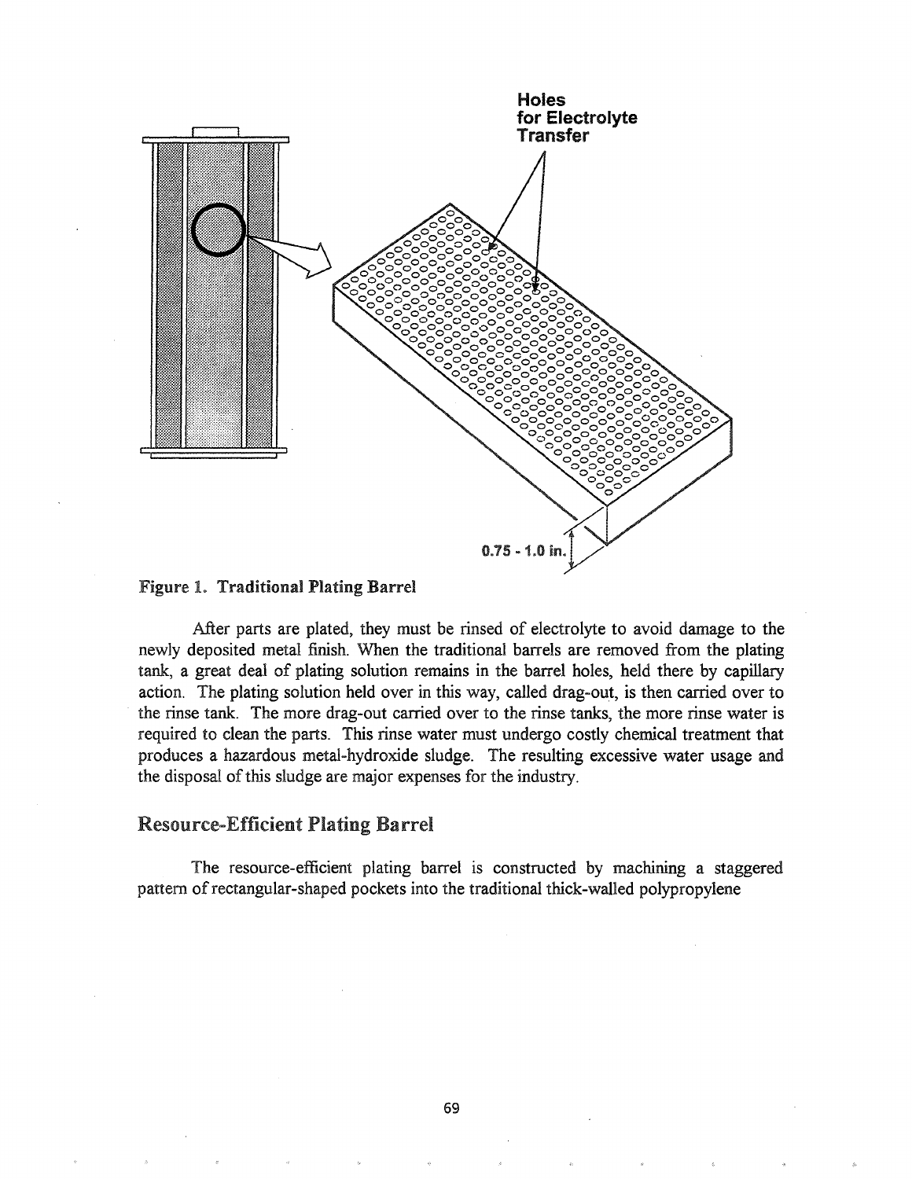Holes for Electrolyte Transfer

0.75 - 1.0 in.

**Figure 1. Traditional Plating Barrel**

After parts are plated, they must be rinsed of electrolyte to avoid damage to the newly deposited metal finish. When the traditional barrels are removed from the plating tank, a great deal of plating solution remains in the barrel holes, held there by capillary action. The plating solution held over in this way, called drag-out, is then carried over to the rinse tank. The more drag-out carried over to the rinse tanks, the more rinse water is required to clean the parts. This rinse water must undergo costly chemical treatment that produces a hazardous metal-hydroxide sludge. The resulting excessive water usage and the disposal of this sludge are major expenses for the industry.

## Resource-Efficient Plating Barrel

The resource-efficient plating barrel is constructed by machining a staggered pattern of rectangular-shaped pockets into the traditional thick-walled polypropylene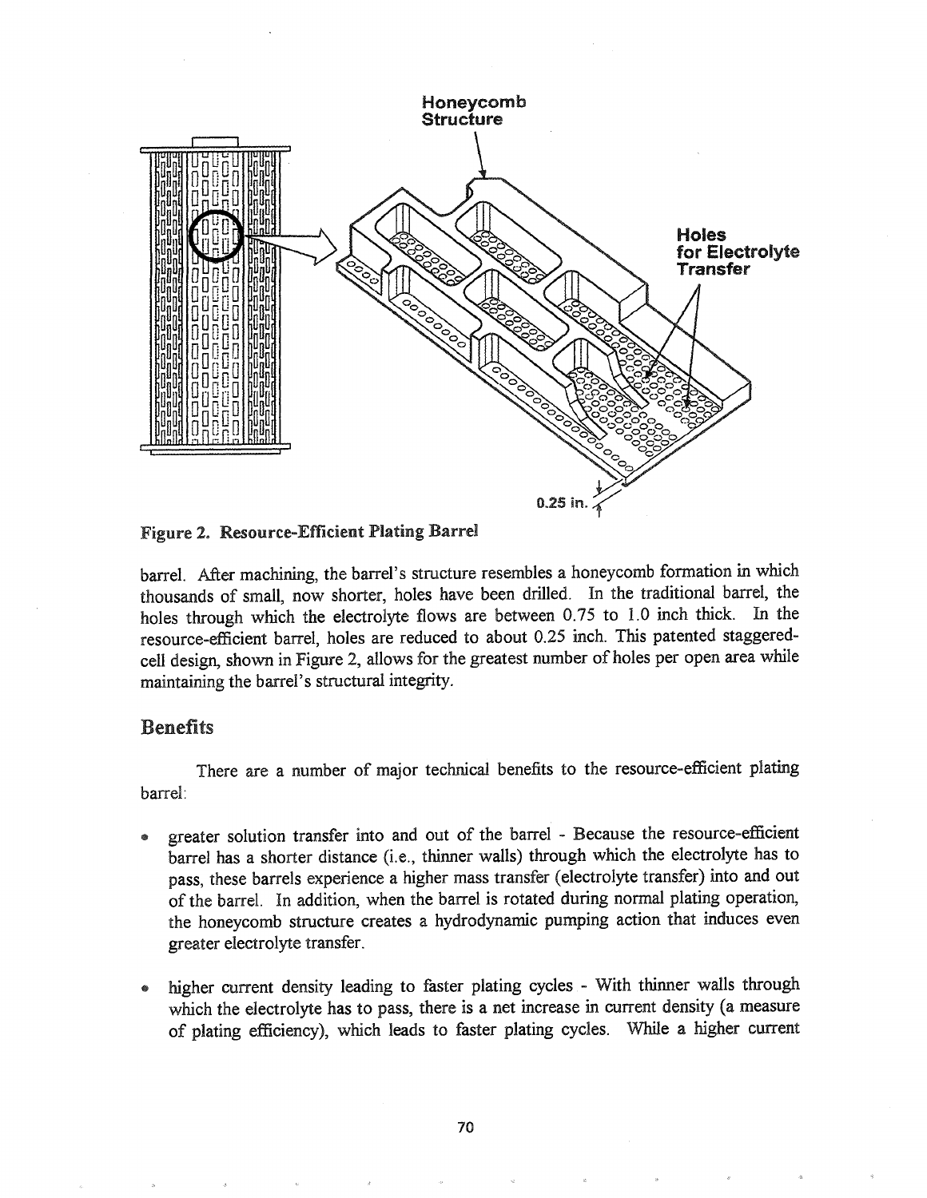Honeycomb Structure

Holes for Electrolyte Transfer

0.25 in.

**Figure 2. Resource-Efficient Plating Barrel**

barrel. After machining, the barrel's structure resembles a honeycomb formation in which thousands of small, now shorter, holes have been drilled. In the traditional barrel, the holes through which the electrolyte flows are between 0.75 to 1.0 inch thick. In the resource-efficient barrel, holes are reduced to about 0.25 inch. This patented staggered-cell design, shown in Figure 2, allows for the greatest number of holes per open area while maintaining the barrel's structural integrity.

## Benefits

There are a number of major technical benefits to the resource-efficient plating barrel:

- greater solution transfer into and out of the barrel - Because the resource-efficient barrel has a shorter distance (i.e., thinner walls) through which the electrolyte has to pass, these barrels experience a higher mass transfer (electrolyte transfer) into and out of the barrel. In addition, when the barrel is rotated during normal plating operation, the honeycomb structure creates a hydrodynamic pumping action that induces even greater electrolyte transfer.

- higher current density leading to faster plating cycles - With thinner walls through which the electrolyte has to pass, there is a net increase in current density (a measure of plating efficiency), which leads to faster plating cycles. While a higher current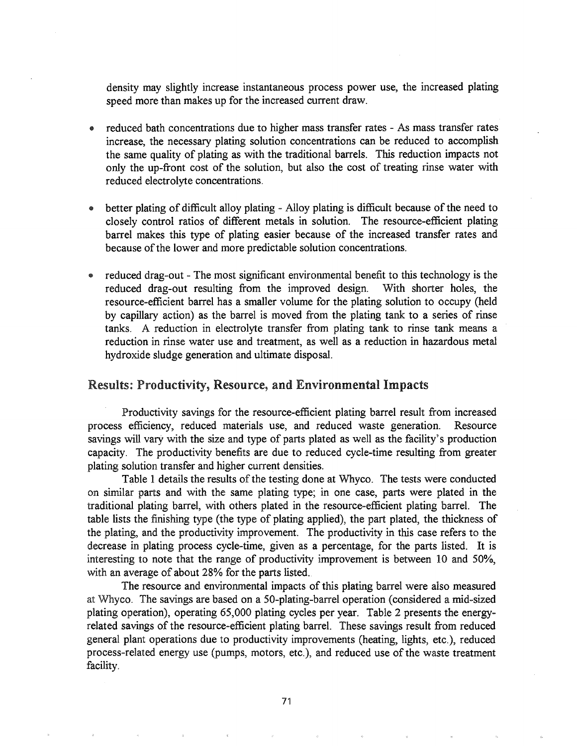density may slightly increase instantaneous process power use, the increased plating speed more than makes up for the increased current draw.

- reduced bath concentrations due to higher mass transfer rates - As mass transfer rates increase, the necessary plating solution concentrations can be reduced to accomplish the same quality of plating as with the traditional barrels. This reduction impacts not only the up-front cost of the solution, but also the cost of treating rinse water with reduced electrolyte concentrations.

- better plating of difficult alloy plating - Alloy plating is difficult because of the need to closely control ratios of different metals in solution. The resource-efficient plating barrel makes this type of plating easier because of the increased transfer rates and because of the lower and more predictable solution concentrations.

- reduced drag-out - The most significant environmental benefit to this technology is the reduced drag-out resulting from the improved design. With shorter holes, the resource-efficient barrel has a smaller volume for the plating solution to occupy (held by capillary action) as the barrel is moved from the plating tank to a series of rinse tanks. A reduction in electrolyte transfer from plating tank to rinse tank means a reduction in rinse water use and treatment, as well as a reduction in hazardous metal hydroxide sludge generation and ultimate disposal.

## Results: Productivity, Resource, and Environmental Impacts

Productivity savings for the resource-efficient plating barrel result from increased process efficiency, reduced materials use, and reduced waste generation. Resource savings will vary with the size and type of parts plated as well as the facility's production capacity. The productivity benefits are due to reduced cycle-time resulting from greater plating solution transfer and higher current densities.

Table 1 details the results of the testing done at Whyco. The tests were conducted on similar parts and with the same plating type; in one case, parts were plated in the traditional plating barrel, with others plated in the resource-efficient plating barrel. The table lists the finishing type (the type of plating applied), the part plated, the thickness of the plating, and the productivity improvement. The productivity in this case refers to the decrease in plating process cycle-time, given as a percentage, for the parts listed. It is interesting to note that the range of productivity improvement is between 10 and 50%, with an average of about 28% for the parts listed.

The resource and environmental impacts of this plating barrel were also measured at Whyco. The savings are based on a 50-plating-barrel operation (considered a mid-sized plating operation), operating 65,000 plating cycles per year. Table 2 presents the energy-related savings of the resource-efficient plating barrel. These savings result from reduced general plant operations due to productivity improvements (heating, lights, etc.), reduced process-related energy use (pumps, motors, etc.), and reduced use of the waste treatment facility.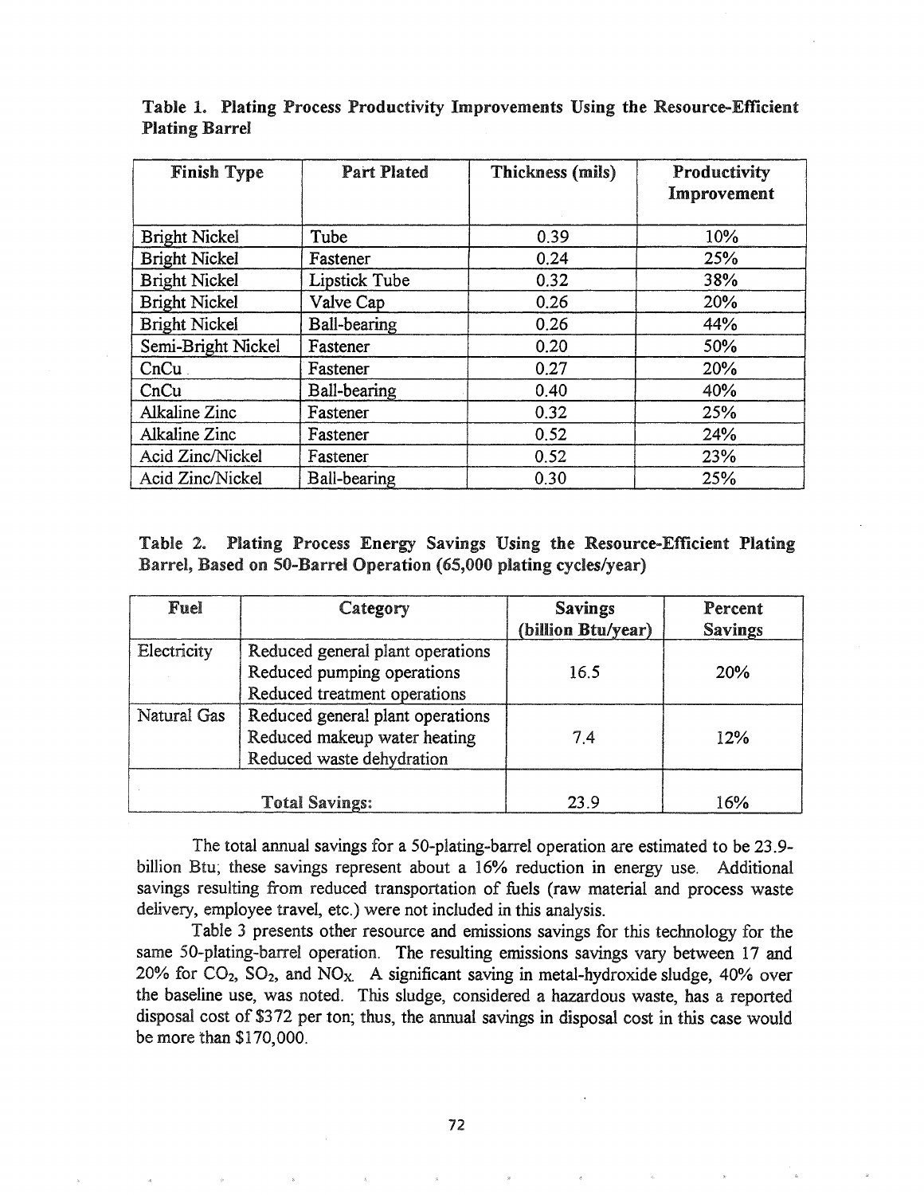**Table 1. Plating Process Productivity Improvements Using the Resource-Efficient Plating Barrel**

| Finish Type | Part Plated | Thickness (mils) | Productivity Improvement |
|---|---|---|---|
| Bright Nickel | Tube | 0.39 | 10% |
| Bright Nickel | Fastener | 0.24 | 25% |
| Bright Nickel | Lipstick Tube | 0.32 | 38% |
| Bright Nickel | Valve Cap | 0.26 | 20% |
| Bright Nickel | Ball-bearing | 0.26 | 44% |
| Semi-Bright Nickel | Fastener | 0.20 | 50% |
| CnCu | Fastener | 0.27 | 20% |
| CnCu | Ball-bearing | 0.40 | 40% |
| Alkaline Zinc | Fastener | 0.32 | 25% |
| Alkaline Zinc | Fastener | 0.52 | 24% |
| Acid Zinc/Nickel | Fastener | 0.52 | 23% |
| Acid Zinc/Nickel | Ball-bearing | 0.30 | 25% |

**Table 2. Plating Process Energy Savings Using the Resource-Efficient Plating Barrel, Based on 50-Barrel Operation (65,000 plating cycles/year)**

| Fuel | Category | Savings (billion Btu/year) | Percent Savings |
|---|---|---|---|
| Electricity | Reduced general plant operations<br>Reduced pumping operations<br>Reduced treatment operations | 16.5 | 20% |
| Natural Gas | Reduced general plant operations<br>Reduced makeup water heating<br>Reduced waste dehydration | 7.4 | 12% |
| Total Savings: | | 23.9 | 16% |

The total annual savings for a 50-plating-barrel operation are estimated to be 23.9-billion Btu; these savings represent about a 16% reduction in energy use. Additional savings resulting from reduced transportation of fuels (raw material and process waste delivery, employee travel, etc.) were not included in this analysis.

Table 3 presents other resource and emissions savings for this technology for the same 50-plating-barrel operation. The resulting emissions savings vary between 17 and 20% for $CO_2$, $SO_2$, and $NO_X$. A significant saving in metal-hydroxide sludge, 40% over the baseline use, was noted. This sludge, considered a hazardous waste, has a reported disposal cost of $372 per ton; thus, the annual savings in disposal cost in this case would be more than $170,000.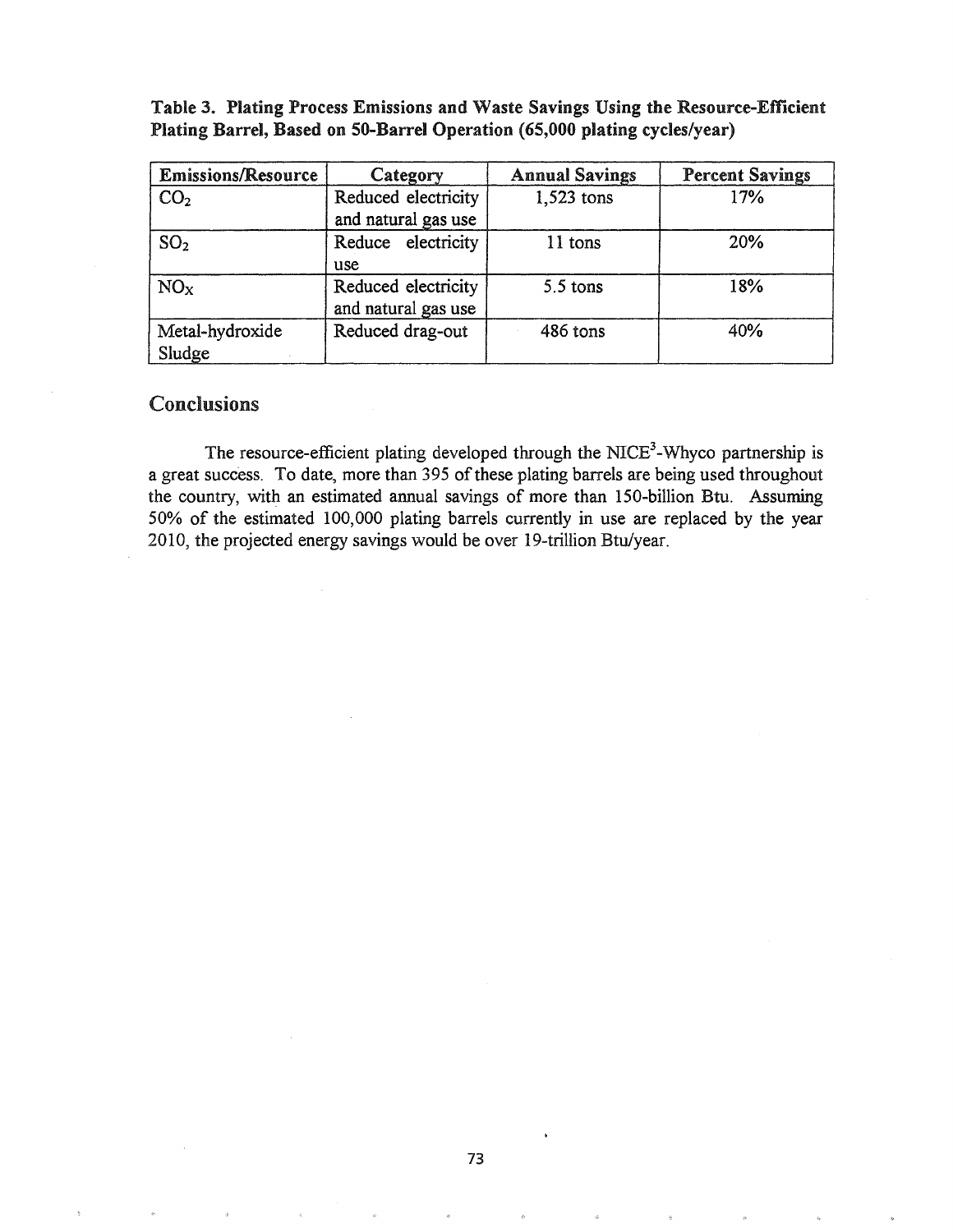**Table 3. Plating Process Emissions and Waste Savings Using the Resource-Efficient Plating Barrel, Based on 50-Barrel Operation (65,000 plating cycles/year)**

| Emissions/Resource | Category | Annual Savings | Percent Savings |
|---|---|---|---|
| $CO_2$ | Reduced electricity and natural gas use | 1,523 tons | 17% |
| $SO_2$ | Reduce electricity use | 11 tons | 20% |
| $NO_X$ | Reduced electricity and natural gas use | 5.5 tons | 18% |
| Metal-hydroxide Sludge | Reduced drag-out | 486 tons | 40% |

## Conclusions

The resource-efficient plating developed through the NICE$^3$-Whyco partnership is a great success. To date, more than 395 of these plating barrels are being used throughout the country, with an estimated annual savings of more than 150-billion Btu. Assuming 50% of the estimated 100,000 plating barrels currently in use are replaced by the year 2010, the projected energy savings would be over 19-trillion Btu/year.